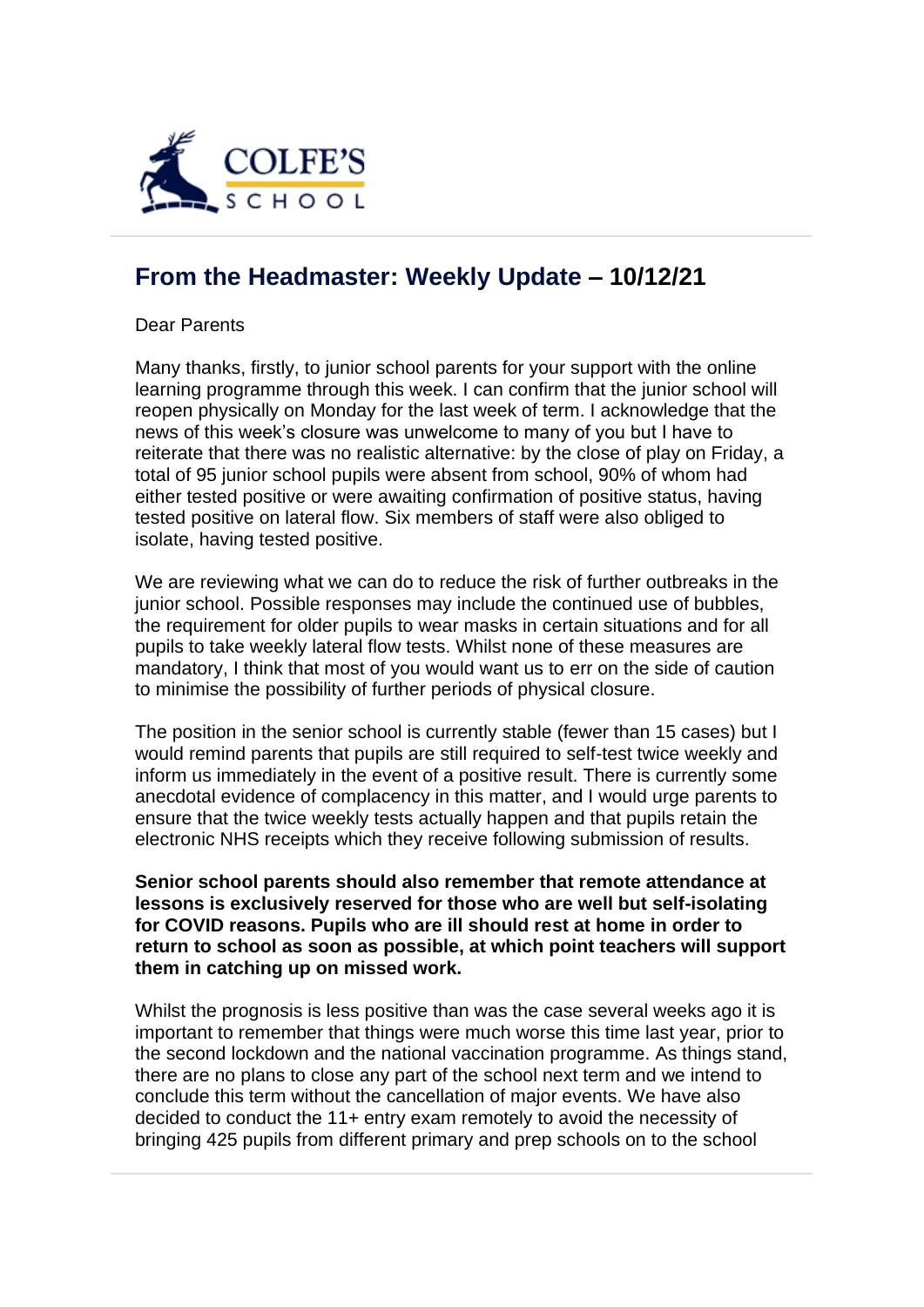COLFE'S SCHOOL

## From the Headmaster: Weekly Update – 10/12/21

Dear Parents

Many thanks, firstly, to junior school parents for your support with the online learning programme through this week. I can confirm that the junior school will reopen physically on Monday for the last week of term. I acknowledge that the news of this week's closure was unwelcome to many of you but I have to reiterate that there was no realistic alternative: by the close of play on Friday, a total of 95 junior school pupils were absent from school, 90% of whom had either tested positive or were awaiting confirmation of positive status, having tested positive on lateral flow. Six members of staff were also obliged to isolate, having tested positive.

We are reviewing what we can do to reduce the risk of further outbreaks in the junior school. Possible responses may include the continued use of bubbles, the requirement for older pupils to wear masks in certain situations and for all pupils to take weekly lateral flow tests. Whilst none of these measures are mandatory, I think that most of you would want us to err on the side of caution to minimise the possibility of further periods of physical closure.

The position in the senior school is currently stable (fewer than 15 cases) but I would remind parents that pupils are still required to self-test twice weekly and inform us immediately in the event of a positive result. There is currently some anecdotal evidence of complacency in this matter, and I would urge parents to ensure that the twice weekly tests actually happen and that pupils retain the electronic NHS receipts which they receive following submission of results.

**Senior school parents should also remember that remote attendance at lessons is exclusively reserved for those who are well but self-isolating for COVID reasons. Pupils who are ill should rest at home in order to return to school as soon as possible, at which point teachers will support them in catching up on missed work.**

Whilst the prognosis is less positive than was the case several weeks ago it is important to remember that things were much worse this time last year, prior to the second lockdown and the national vaccination programme. As things stand, there are no plans to close any part of the school next term and we intend to conclude this term without the cancellation of major events. We have also decided to conduct the 11+ entry exam remotely to avoid the necessity of bringing 425 pupils from different primary and prep schools on to the school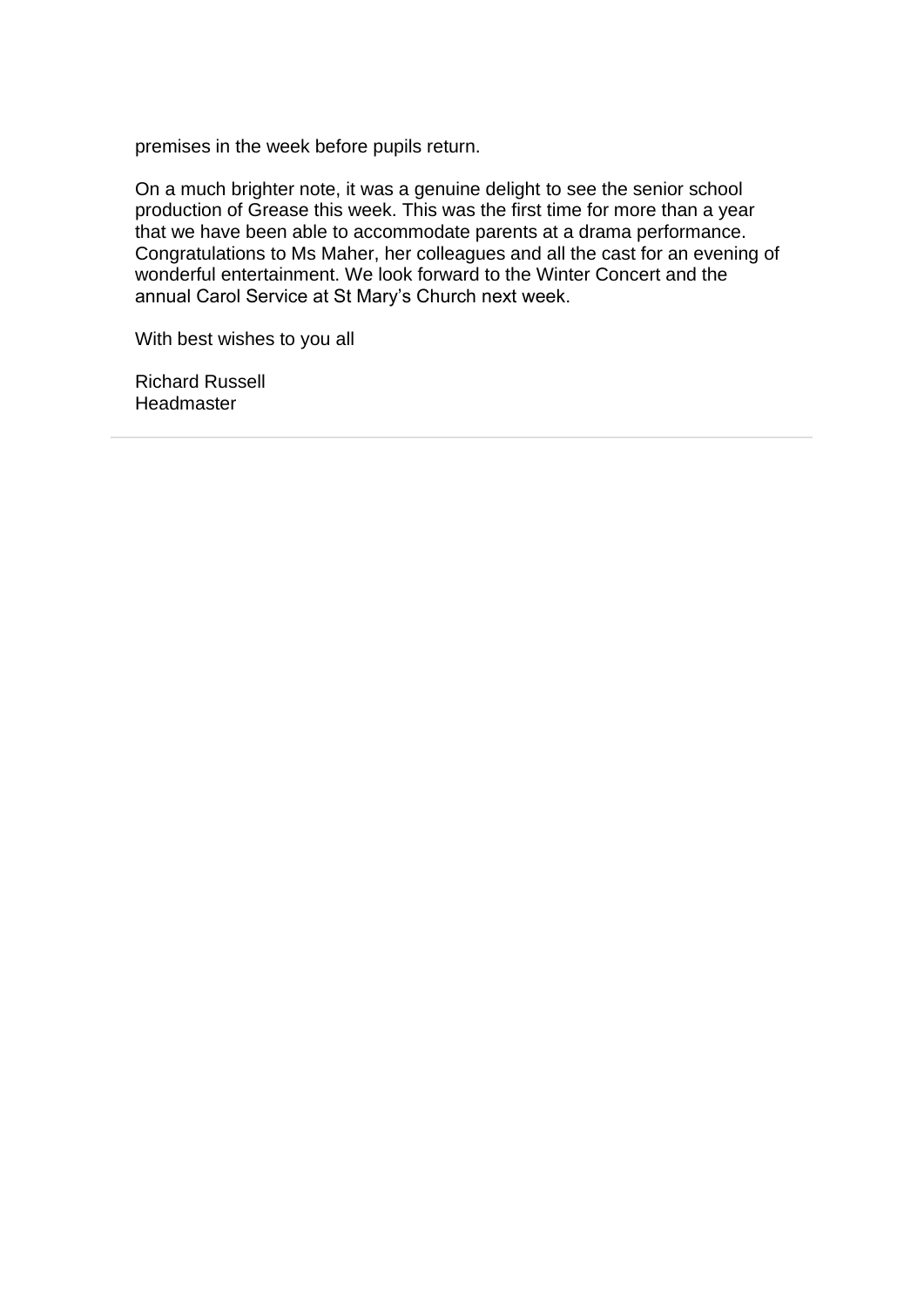premises in the week before pupils return.

On a much brighter note, it was a genuine delight to see the senior school production of Grease this week. This was the first time for more than a year that we have been able to accommodate parents at a drama performance. Congratulations to Ms Maher, her colleagues and all the cast for an evening of wonderful entertainment. We look forward to the Winter Concert and the annual Carol Service at St Mary's Church next week.

With best wishes to you all

Richard Russell
Headmaster

---